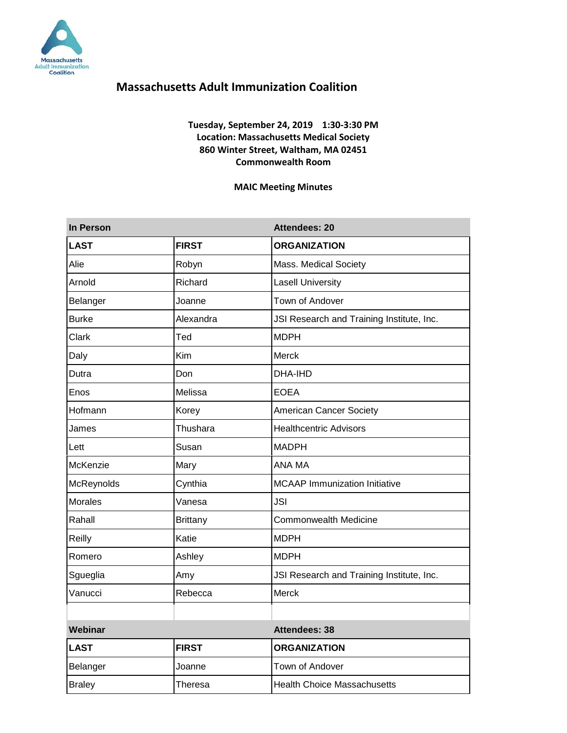# Massachusetts Adult Immunization Coalition

**Tuesday, September 24, 2019 1:30-3:30 PM**
**Location: Massachusetts Medical Society**
**860 Winter Street, Waltham, MA 02451**
**Commonwealth Room**

**MAIC Meeting Minutes**

| **In Person** | | **Attendees: 20** |
|---|---|---|
| **LAST** | **FIRST** | **ORGANIZATION** |
| Alie | Robyn | Mass. Medical Society |
| Arnold | Richard | Lasell University |
| Belanger | Joanne | Town of Andover |
| Burke | Alexandra | JSI Research and Training Institute, Inc. |
| Clark | Ted | MDPH |
| Daly | Kim | Merck |
| Dutra | Don | DHA-IHD |
| Enos | Melissa | EOEA |
| Hofmann | Korey | American Cancer Society |
| James | Thushara | Healthcentric Advisors |
| Lett | Susan | MADPH |
| McKenzie | Mary | ANA MA |
| McReynolds | Cynthia | MCAAP Immunization Initiative |
| Morales | Vanesa | JSI |
| Rahall | Brittany | Commonwealth Medicine |
| Reilly | Katie | MDPH |
| Romero | Ashley | MDPH |
| Sgueglia | Amy | JSI Research and Training Institute, Inc. |
| Vanucci | Rebecca | Merck |
| | | |

| **Webinar** | | **Attendees: 38** |
|---|---|---|
| **LAST** | **FIRST** | **ORGANIZATION** |
| Belanger | Joanne | Town of Andover |
| Braley | Theresa | Health Choice Massachusetts |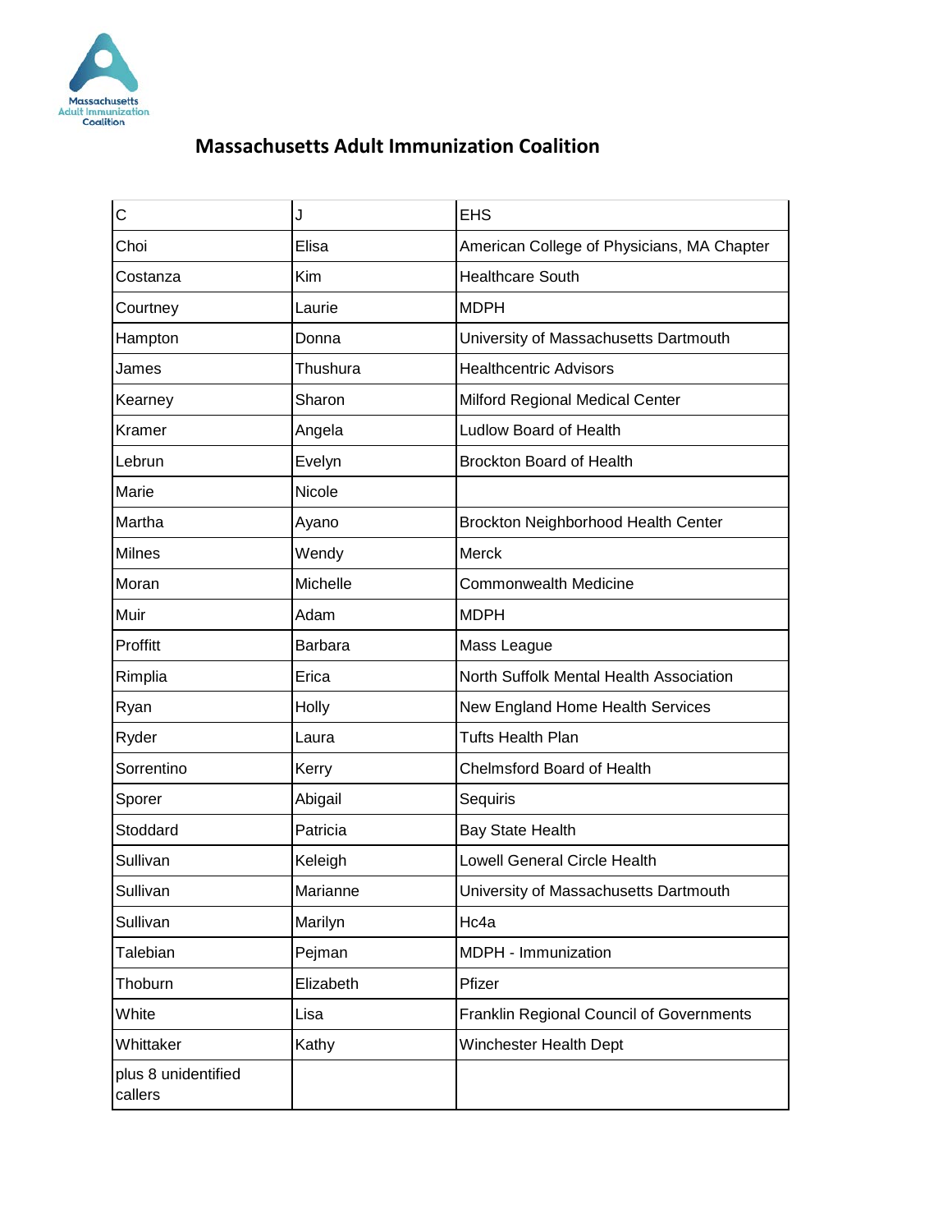## Massachusetts Adult Immunization Coalition

| C | J | EHS |
|---|---|---|
| Choi | Elisa | American College of Physicians, MA Chapter |
| Costanza | Kim | Healthcare South |
| Courtney | Laurie | MDPH |
| Hampton | Donna | University of Massachusetts Dartmouth |
| James | Thushura | Healthcentric Advisors |
| Kearney | Sharon | Milford Regional Medical Center |
| Kramer | Angela | Ludlow Board of Health |
| Lebrun | Evelyn | Brockton Board of Health |
| Marie | Nicole | |
| Martha | Ayano | Brockton Neighborhood Health Center |
| Milnes | Wendy | Merck |
| Moran | Michelle | Commonwealth Medicine |
| Muir | Adam | MDPH |
| Proffitt | Barbara | Mass League |
| Rimplia | Erica | North Suffolk Mental Health Association |
| Ryan | Holly | New England Home Health Services |
| Ryder | Laura | Tufts Health Plan |
| Sorrentino | Kerry | Chelmsford Board of Health |
| Sporer | Abigail | Sequiris |
| Stoddard | Patricia | Bay State Health |
| Sullivan | Keleigh | Lowell General Circle Health |
| Sullivan | Marianne | University of Massachusetts Dartmouth |
| Sullivan | Marilyn | Hc4a |
| Talebian | Pejman | MDPH - Immunization |
| Thoburn | Elizabeth | Pfizer |
| White | Lisa | Franklin Regional Council of Governments |
| Whittaker | Kathy | Winchester Health Dept |
| plus 8 unidentified callers | | |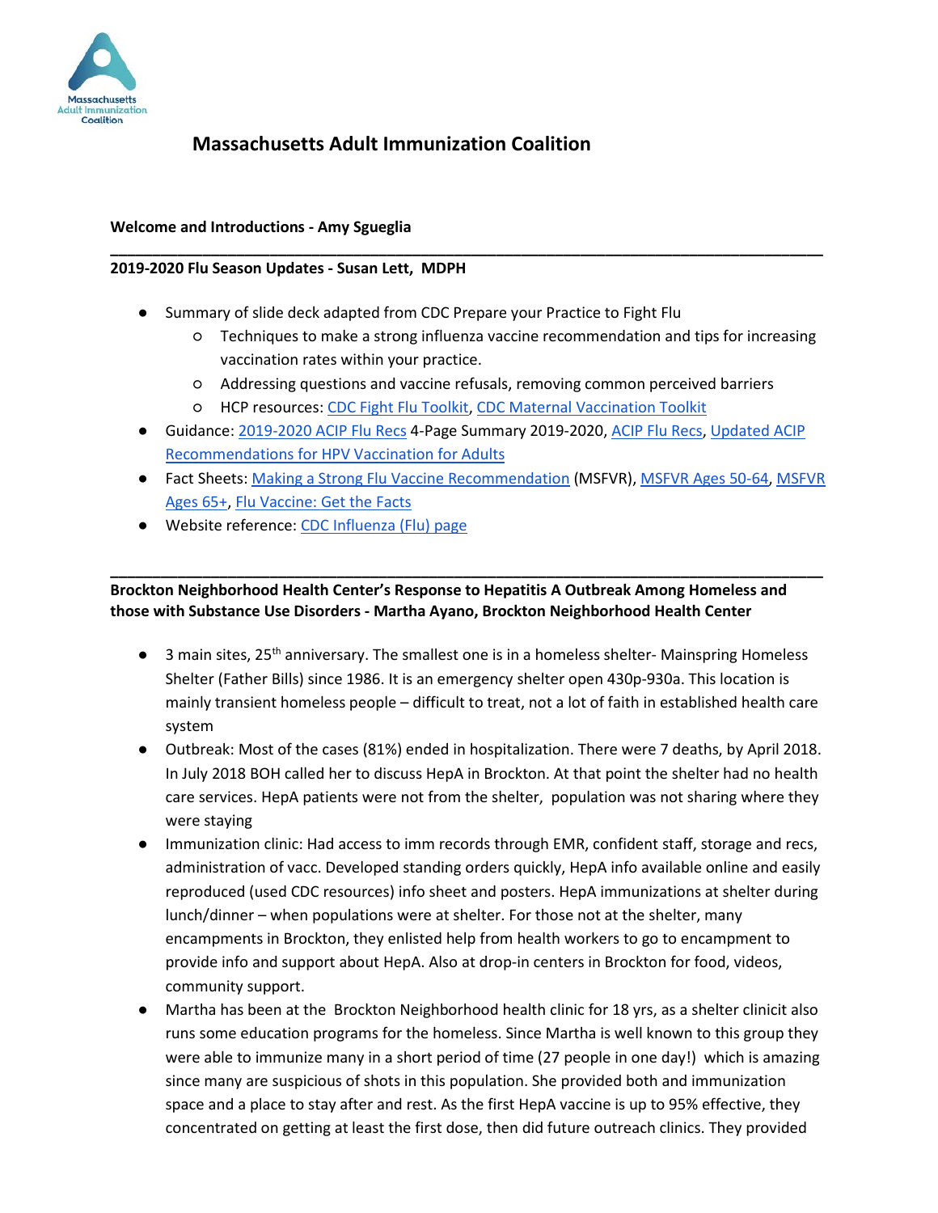# Massachusetts Adult Immunization Coalition

**Welcome and Introductions - Amy Sgueglia**

---

**2019-2020 Flu Season Updates - Susan Lett, MDPH**

- Summary of slide deck adapted from CDC Prepare your Practice to Fight Flu
  - Techniques to make a strong influenza vaccine recommendation and tips for increasing vaccination rates within your practice.
  - Addressing questions and vaccine refusals, removing common perceived barriers
  - HCP resources: CDC Fight Flu Toolkit, CDC Maternal Vaccination Toolkit
- Guidance: 2019-2020 ACIP Flu Recs 4-Page Summary 2019-2020, ACIP Flu Recs, Updated ACIP Recommendations for HPV Vaccination for Adults
- Fact Sheets: Making a Strong Flu Vaccine Recommendation (MSFVR), MSFVR Ages 50-64, MSFVR Ages 65+, Flu Vaccine: Get the Facts
- Website reference: CDC Influenza (Flu) page

---

**Brockton Neighborhood Health Center's Response to Hepatitis A Outbreak Among Homeless and those with Substance Use Disorders - Martha Ayano, Brockton Neighborhood Health Center**

- 3 main sites, 25th anniversary. The smallest one is in a homeless shelter- Mainspring Homeless Shelter (Father Bills) since 1986. It is an emergency shelter open 430p-930a. This location is mainly transient homeless people – difficult to treat, not a lot of faith in established health care system
- Outbreak: Most of the cases (81%) ended in hospitalization. There were 7 deaths, by April 2018. In July 2018 BOH called her to discuss HepA in Brockton. At that point the shelter had no health care services. HepA patients were not from the shelter, population was not sharing where they were staying
- Immunization clinic: Had access to imm records through EMR, confident staff, storage and recs, administration of vacc. Developed standing orders quickly, HepA info available online and easily reproduced (used CDC resources) info sheet and posters. HepA immunizations at shelter during lunch/dinner – when populations were at shelter. For those not at the shelter, many encampments in Brockton, they enlisted help from health workers to go to encampment to provide info and support about HepA. Also at drop-in centers in Brockton for food, videos, community support.
- Martha has been at the Brockton Neighborhood health clinic for 18 yrs, as a shelter clinicit also runs some education programs for the homeless. Since Martha is well known to this group they were able to immunize many in a short period of time (27 people in one day!) which is amazing since many are suspicious of shots in this population. She provided both and immunization space and a place to stay after and rest. As the first HepA vaccine is up to 95% effective, they concentrated on getting at least the first dose, then did future outreach clinics. They provided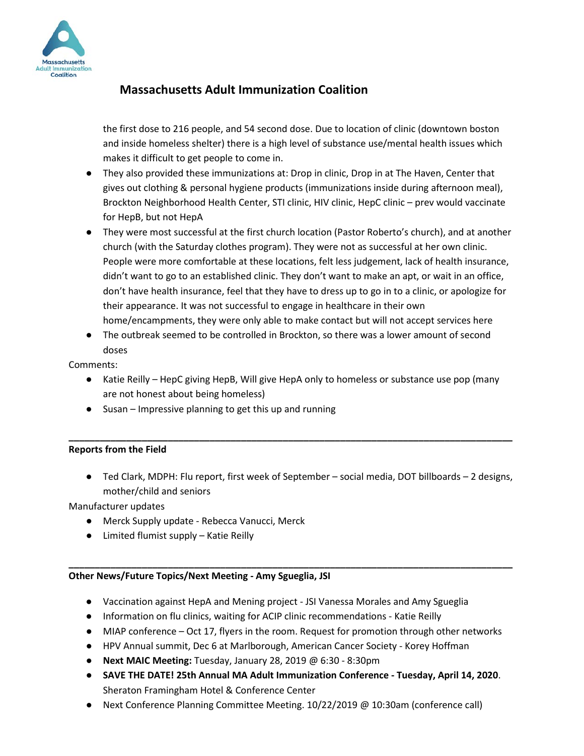# Massachusetts Adult Immunization Coalition

the first dose to 216 people, and 54 second dose. Due to location of clinic (downtown boston and inside homeless shelter) there is a high level of substance use/mental health issues which makes it difficult to get people to come in.

- They also provided these immunizations at: Drop in clinic, Drop in at The Haven, Center that gives out clothing & personal hygiene products (immunizations inside during afternoon meal), Brockton Neighborhood Health Center, STI clinic, HIV clinic, HepC clinic – prev would vaccinate for HepB, but not HepA
- They were most successful at the first church location (Pastor Roberto's church), and at another church (with the Saturday clothes program). They were not as successful at her own clinic. People were more comfortable at these locations, felt less judgement, lack of health insurance, didn't want to go to an established clinic. They don't want to make an apt, or wait in an office, don't have health insurance, feel that they have to dress up to go in to a clinic, or apologize for their appearance. It was not successful to engage in healthcare in their own home/encampments, they were only able to make contact but will not accept services here
- The outbreak seemed to be controlled in Brockton, so there was a lower amount of second doses

Comments:

- Katie Reilly – HepC giving HepB, Will give HepA only to homeless or substance use pop (many are not honest about being homeless)
- Susan – Impressive planning to get this up and running

---

**Reports from the Field**

- Ted Clark, MDPH: Flu report, first week of September – social media, DOT billboards – 2 designs, mother/child and seniors

Manufacturer updates

- Merck Supply update - Rebecca Vanucci, Merck
- Limited flumist supply – Katie Reilly

---

**Other News/Future Topics/Next Meeting - Amy Sgueglia, JSI**

- Vaccination against HepA and Mening project - JSI Vanessa Morales and Amy Sgueglia
- Information on flu clinics, waiting for ACIP clinic recommendations - Katie Reilly
- MIAP conference – Oct 17, flyers in the room. Request for promotion through other networks
- HPV Annual summit, Dec 6 at Marlborough, American Cancer Society - Korey Hoffman
- **Next MAIC Meeting:** Tuesday, January 28, 2019 @ 6:30 - 8:30pm
- **SAVE THE DATE! 25th Annual MA Adult Immunization Conference - Tuesday, April 14, 2020**. Sheraton Framingham Hotel & Conference Center
- Next Conference Planning Committee Meeting. 10/22/2019 @ 10:30am (conference call)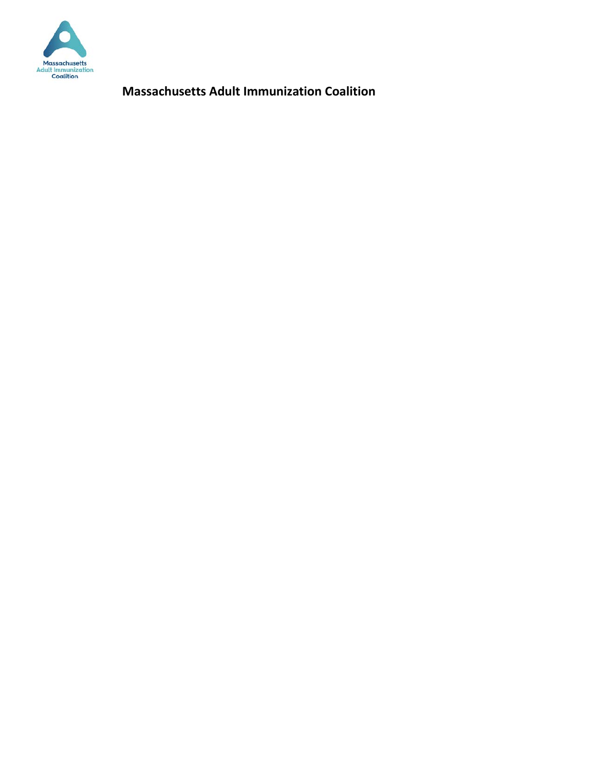**Massachusetts Adult Immunization Coalition**